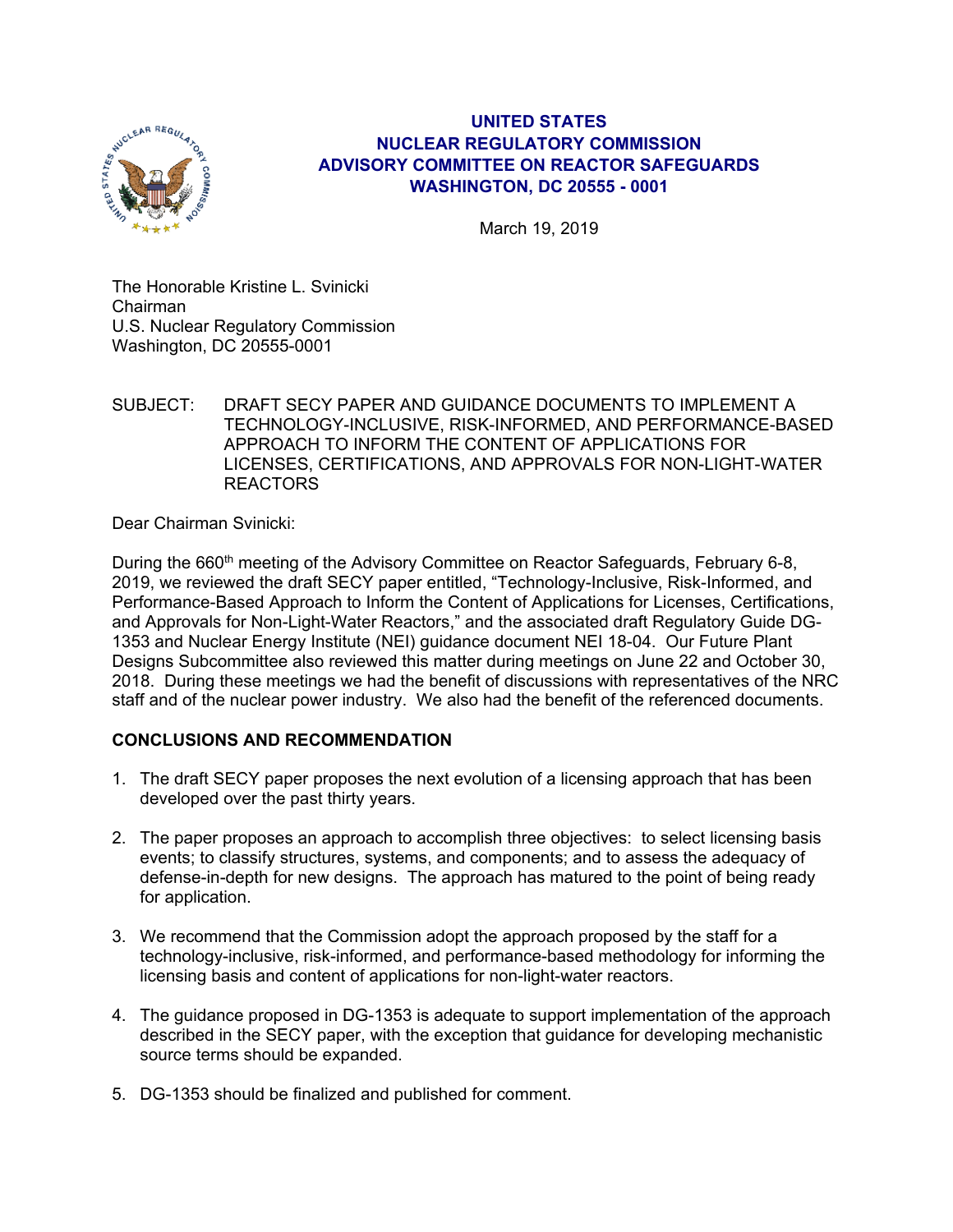# UNITED STATES
# NUCLEAR REGULATORY COMMISSION
# ADVISORY COMMITTEE ON REACTOR SAFEGUARDS
# WASHINGTON, DC 20555 - 0001

March 19, 2019

The Honorable Kristine L. Svinicki
Chairman
U.S. Nuclear Regulatory Commission
Washington, DC 20555-0001

SUBJECT: DRAFT SECY PAPER AND GUIDANCE DOCUMENTS TO IMPLEMENT A TECHNOLOGY-INCLUSIVE, RISK-INFORMED, AND PERFORMANCE-BASED APPROACH TO INFORM THE CONTENT OF APPLICATIONS FOR LICENSES, CERTIFICATIONS, AND APPROVALS FOR NON-LIGHT-WATER REACTORS

Dear Chairman Svinicki:

During the 660th meeting of the Advisory Committee on Reactor Safeguards, February 6-8, 2019, we reviewed the draft SECY paper entitled, "Technology-Inclusive, Risk-Informed, and Performance-Based Approach to Inform the Content of Applications for Licenses, Certifications, and Approvals for Non-Light-Water Reactors," and the associated draft Regulatory Guide DG-1353 and Nuclear Energy Institute (NEI) guidance document NEI 18-04. Our Future Plant Designs Subcommittee also reviewed this matter during meetings on June 22 and October 30, 2018. During these meetings we had the benefit of discussions with representatives of the NRC staff and of the nuclear power industry. We also had the benefit of the referenced documents.

**CONCLUSIONS AND RECOMMENDATION**

1. The draft SECY paper proposes the next evolution of a licensing approach that has been developed over the past thirty years.

2. The paper proposes an approach to accomplish three objectives: to select licensing basis events; to classify structures, systems, and components; and to assess the adequacy of defense-in-depth for new designs. The approach has matured to the point of being ready for application.

3. We recommend that the Commission adopt the approach proposed by the staff for a technology-inclusive, risk-informed, and performance-based methodology for informing the licensing basis and content of applications for non-light-water reactors.

4. The guidance proposed in DG-1353 is adequate to support implementation of the approach described in the SECY paper, with the exception that guidance for developing mechanistic source terms should be expanded.

5. DG-1353 should be finalized and published for comment.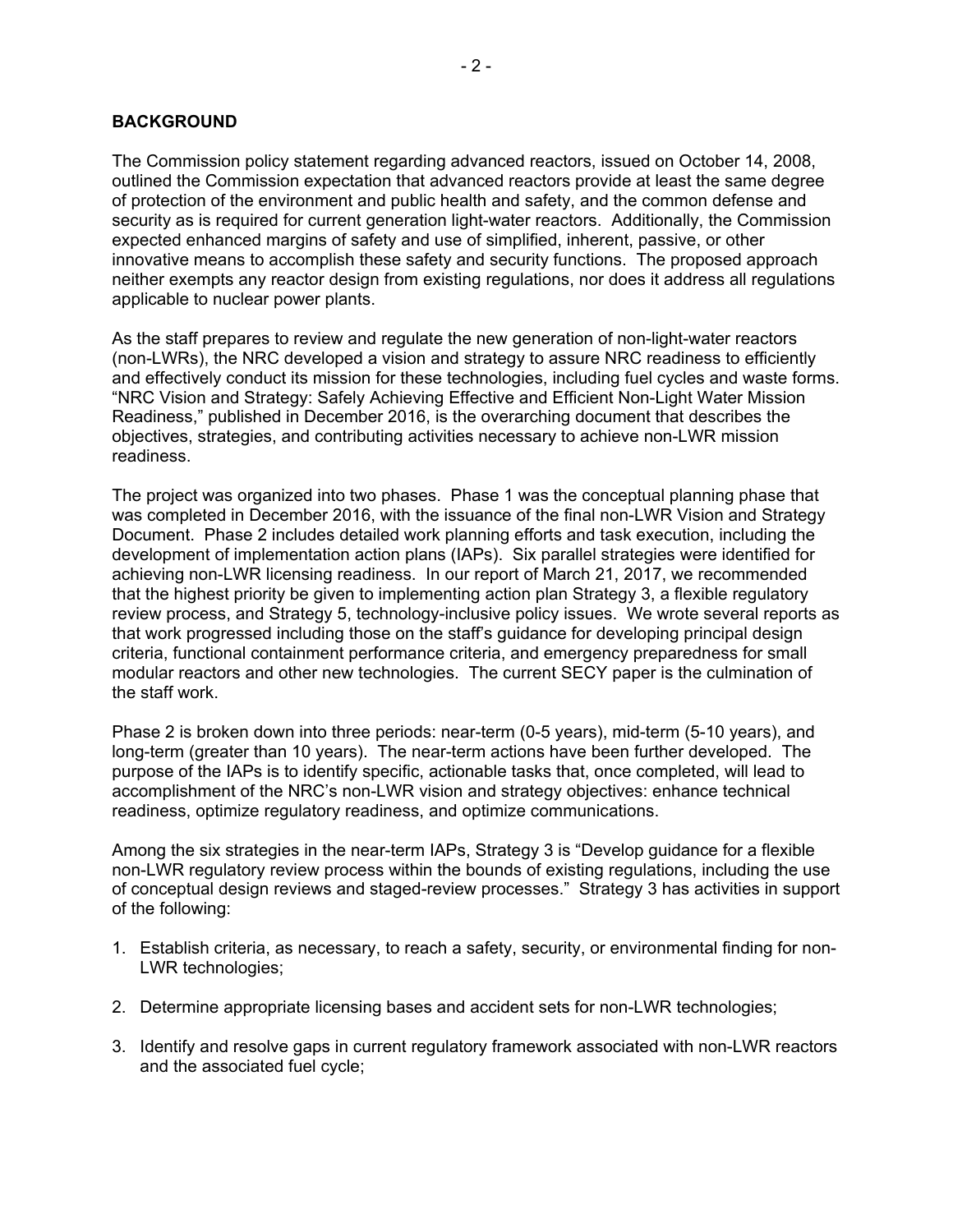## BACKGROUND

The Commission policy statement regarding advanced reactors, issued on October 14, 2008, outlined the Commission expectation that advanced reactors provide at least the same degree of protection of the environment and public health and safety, and the common defense and security as is required for current generation light-water reactors. Additionally, the Commission expected enhanced margins of safety and use of simplified, inherent, passive, or other innovative means to accomplish these safety and security functions. The proposed approach neither exempts any reactor design from existing regulations, nor does it address all regulations applicable to nuclear power plants.

As the staff prepares to review and regulate the new generation of non-light-water reactors (non-LWRs), the NRC developed a vision and strategy to assure NRC readiness to efficiently and effectively conduct its mission for these technologies, including fuel cycles and waste forms. "NRC Vision and Strategy: Safely Achieving Effective and Efficient Non-Light Water Mission Readiness," published in December 2016, is the overarching document that describes the objectives, strategies, and contributing activities necessary to achieve non-LWR mission readiness.

The project was organized into two phases. Phase 1 was the conceptual planning phase that was completed in December 2016, with the issuance of the final non-LWR Vision and Strategy Document. Phase 2 includes detailed work planning efforts and task execution, including the development of implementation action plans (IAPs). Six parallel strategies were identified for achieving non-LWR licensing readiness. In our report of March 21, 2017, we recommended that the highest priority be given to implementing action plan Strategy 3, a flexible regulatory review process, and Strategy 5, technology-inclusive policy issues. We wrote several reports as that work progressed including those on the staff's guidance for developing principal design criteria, functional containment performance criteria, and emergency preparedness for small modular reactors and other new technologies. The current SECY paper is the culmination of the staff work.

Phase 2 is broken down into three periods: near-term (0-5 years), mid-term (5-10 years), and long-term (greater than 10 years). The near-term actions have been further developed. The purpose of the IAPs is to identify specific, actionable tasks that, once completed, will lead to accomplishment of the NRC's non-LWR vision and strategy objectives: enhance technical readiness, optimize regulatory readiness, and optimize communications.

Among the six strategies in the near-term IAPs, Strategy 3 is "Develop guidance for a flexible non-LWR regulatory review process within the bounds of existing regulations, including the use of conceptual design reviews and staged-review processes." Strategy 3 has activities in support of the following:

1. Establish criteria, as necessary, to reach a safety, security, or environmental finding for non-LWR technologies;

2. Determine appropriate licensing bases and accident sets for non-LWR technologies;

3. Identify and resolve gaps in current regulatory framework associated with non-LWR reactors and the associated fuel cycle;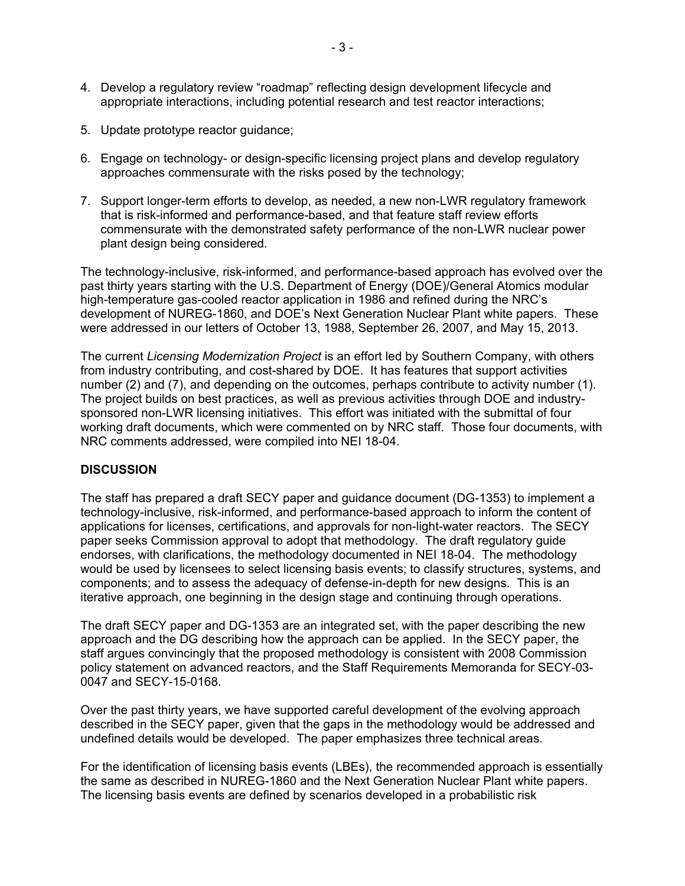4. Develop a regulatory review "roadmap" reflecting design development lifecycle and appropriate interactions, including potential research and test reactor interactions;

5. Update prototype reactor guidance;

6. Engage on technology- or design-specific licensing project plans and develop regulatory approaches commensurate with the risks posed by the technology;

7. Support longer-term efforts to develop, as needed, a new non-LWR regulatory framework that is risk-informed and performance-based, and that feature staff review efforts commensurate with the demonstrated safety performance of the non-LWR nuclear power plant design being considered.

The technology-inclusive, risk-informed, and performance-based approach has evolved over the past thirty years starting with the U.S. Department of Energy (DOE)/General Atomics modular high-temperature gas-cooled reactor application in 1986 and refined during the NRC's development of NUREG-1860, and DOE's Next Generation Nuclear Plant white papers. These were addressed in our letters of October 13, 1988, September 26, 2007, and May 15, 2013.

The current *Licensing Modernization Project* is an effort led by Southern Company, with others from industry contributing, and cost-shared by DOE. It has features that support activities number (2) and (7), and depending on the outcomes, perhaps contribute to activity number (1). The project builds on best practices, as well as previous activities through DOE and industry-sponsored non-LWR licensing initiatives. This effort was initiated with the submittal of four working draft documents, which were commented on by NRC staff. Those four documents, with NRC comments addressed, were compiled into NEI 18-04.

**DISCUSSION**

The staff has prepared a draft SECY paper and guidance document (DG-1353) to implement a technology-inclusive, risk-informed, and performance-based approach to inform the content of applications for licenses, certifications, and approvals for non-light-water reactors. The SECY paper seeks Commission approval to adopt that methodology. The draft regulatory guide endorses, with clarifications, the methodology documented in NEI 18-04. The methodology would be used by licensees to select licensing basis events; to classify structures, systems, and components; and to assess the adequacy of defense-in-depth for new designs. This is an iterative approach, one beginning in the design stage and continuing through operations.

The draft SECY paper and DG-1353 are an integrated set, with the paper describing the new approach and the DG describing how the approach can be applied. In the SECY paper, the staff argues convincingly that the proposed methodology is consistent with 2008 Commission policy statement on advanced reactors, and the Staff Requirements Memoranda for SECY-03-0047 and SECY-15-0168.

Over the past thirty years, we have supported careful development of the evolving approach described in the SECY paper, given that the gaps in the methodology would be addressed and undefined details would be developed. The paper emphasizes three technical areas.

For the identification of licensing basis events (LBEs), the recommended approach is essentially the same as described in NUREG-1860 and the Next Generation Nuclear Plant white papers. The licensing basis events are defined by scenarios developed in a probabilistic risk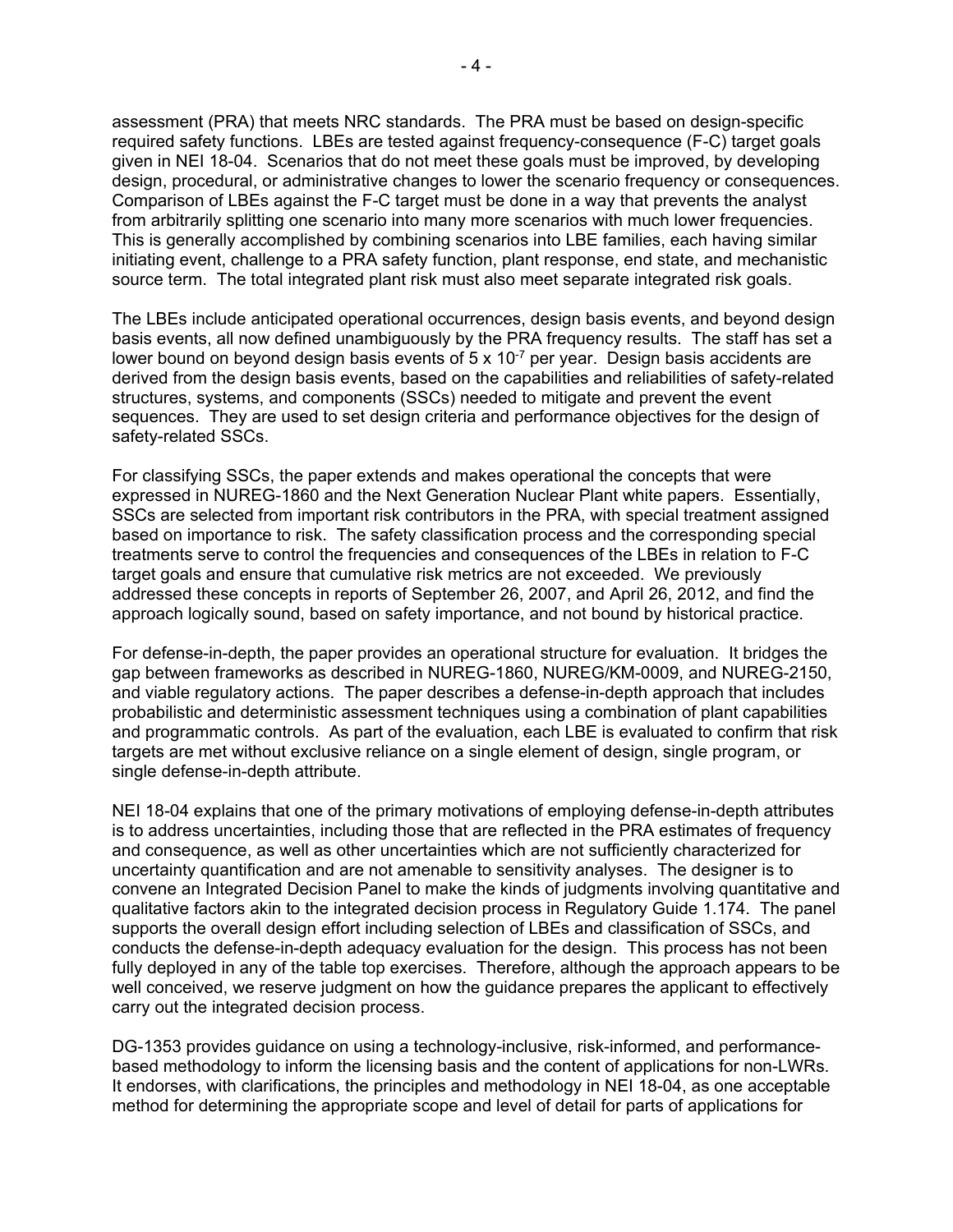assessment (PRA) that meets NRC standards. The PRA must be based on design-specific required safety functions. LBEs are tested against frequency-consequence (F-C) target goals given in NEI 18-04. Scenarios that do not meet these goals must be improved, by developing design, procedural, or administrative changes to lower the scenario frequency or consequences. Comparison of LBEs against the F-C target must be done in a way that prevents the analyst from arbitrarily splitting one scenario into many more scenarios with much lower frequencies. This is generally accomplished by combining scenarios into LBE families, each having similar initiating event, challenge to a PRA safety function, plant response, end state, and mechanistic source term. The total integrated plant risk must also meet separate integrated risk goals.

The LBEs include anticipated operational occurrences, design basis events, and beyond design basis events, all now defined unambiguously by the PRA frequency results. The staff has set a lower bound on beyond design basis events of $5 \times 10^{-7}$ per year. Design basis accidents are derived from the design basis events, based on the capabilities and reliabilities of safety-related structures, systems, and components (SSCs) needed to mitigate and prevent the event sequences. They are used to set design criteria and performance objectives for the design of safety-related SSCs.

For classifying SSCs, the paper extends and makes operational the concepts that were expressed in NUREG-1860 and the Next Generation Nuclear Plant white papers. Essentially, SSCs are selected from important risk contributors in the PRA, with special treatment assigned based on importance to risk. The safety classification process and the corresponding special treatments serve to control the frequencies and consequences of the LBEs in relation to F-C target goals and ensure that cumulative risk metrics are not exceeded. We previously addressed these concepts in reports of September 26, 2007, and April 26, 2012, and find the approach logically sound, based on safety importance, and not bound by historical practice.

For defense-in-depth, the paper provides an operational structure for evaluation. It bridges the gap between frameworks as described in NUREG-1860, NUREG/KM-0009, and NUREG-2150, and viable regulatory actions. The paper describes a defense-in-depth approach that includes probabilistic and deterministic assessment techniques using a combination of plant capabilities and programmatic controls. As part of the evaluation, each LBE is evaluated to confirm that risk targets are met without exclusive reliance on a single element of design, single program, or single defense-in-depth attribute.

NEI 18-04 explains that one of the primary motivations of employing defense-in-depth attributes is to address uncertainties, including those that are reflected in the PRA estimates of frequency and consequence, as well as other uncertainties which are not sufficiently characterized for uncertainty quantification and are not amenable to sensitivity analyses. The designer is to convene an Integrated Decision Panel to make the kinds of judgments involving quantitative and qualitative factors akin to the integrated decision process in Regulatory Guide 1.174. The panel supports the overall design effort including selection of LBEs and classification of SSCs, and conducts the defense-in-depth adequacy evaluation for the design. This process has not been fully deployed in any of the table top exercises. Therefore, although the approach appears to be well conceived, we reserve judgment on how the guidance prepares the applicant to effectively carry out the integrated decision process.

DG-1353 provides guidance on using a technology-inclusive, risk-informed, and performance-based methodology to inform the licensing basis and the content of applications for non-LWRs. It endorses, with clarifications, the principles and methodology in NEI 18-04, as one acceptable method for determining the appropriate scope and level of detail for parts of applications for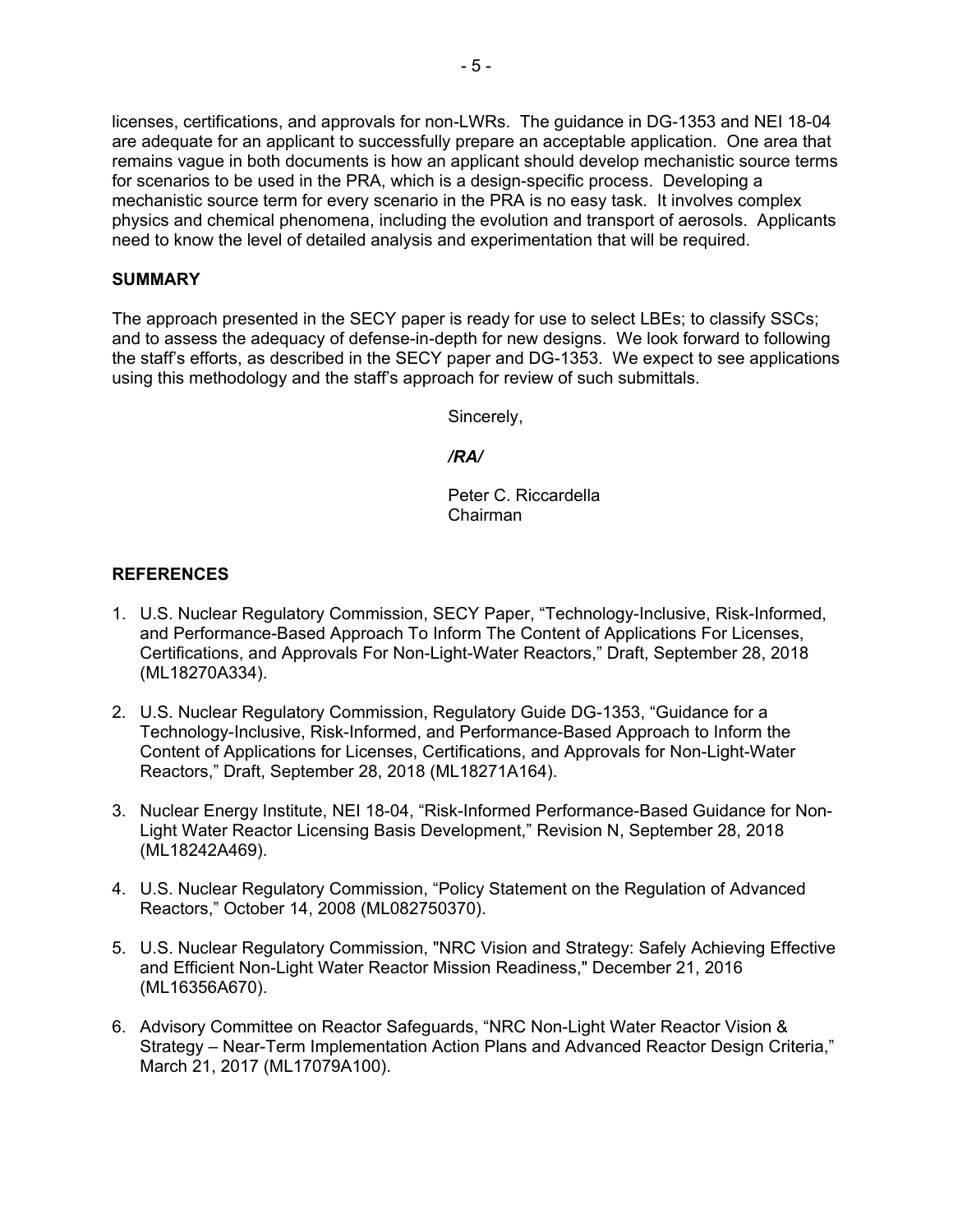licenses, certifications, and approvals for non-LWRs. The guidance in DG-1353 and NEI 18-04 are adequate for an applicant to successfully prepare an acceptable application. One area that remains vague in both documents is how an applicant should develop mechanistic source terms for scenarios to be used in the PRA, which is a design-specific process. Developing a mechanistic source term for every scenario in the PRA is no easy task. It involves complex physics and chemical phenomena, including the evolution and transport of aerosols. Applicants need to know the level of detailed analysis and experimentation that will be required.

**SUMMARY**

The approach presented in the SECY paper is ready for use to select LBEs; to classify SSCs; and to assess the adequacy of defense-in-depth for new designs. We look forward to following the staff's efforts, as described in the SECY paper and DG-1353. We expect to see applications using this methodology and the staff's approach for review of such submittals.

Sincerely,

***/RA/***

Peter C. Riccardella
Chairman

**REFERENCES**

1. U.S. Nuclear Regulatory Commission, SECY Paper, "Technology-Inclusive, Risk-Informed, and Performance-Based Approach To Inform The Content of Applications For Licenses, Certifications, and Approvals For Non-Light-Water Reactors," Draft, September 28, 2018 (ML18270A334).

2. U.S. Nuclear Regulatory Commission, Regulatory Guide DG-1353, "Guidance for a Technology-Inclusive, Risk-Informed, and Performance-Based Approach to Inform the Content of Applications for Licenses, Certifications, and Approvals for Non-Light-Water Reactors," Draft, September 28, 2018 (ML18271A164).

3. Nuclear Energy Institute, NEI 18-04, "Risk-Informed Performance-Based Guidance for Non-Light Water Reactor Licensing Basis Development," Revision N, September 28, 2018 (ML18242A469).

4. U.S. Nuclear Regulatory Commission, "Policy Statement on the Regulation of Advanced Reactors," October 14, 2008 (ML082750370).

5. U.S. Nuclear Regulatory Commission, "NRC Vision and Strategy: Safely Achieving Effective and Efficient Non-Light Water Reactor Mission Readiness," December 21, 2016 (ML16356A670).

6. Advisory Committee on Reactor Safeguards, "NRC Non-Light Water Reactor Vision & Strategy – Near-Term Implementation Action Plans and Advanced Reactor Design Criteria," March 21, 2017 (ML17079A100).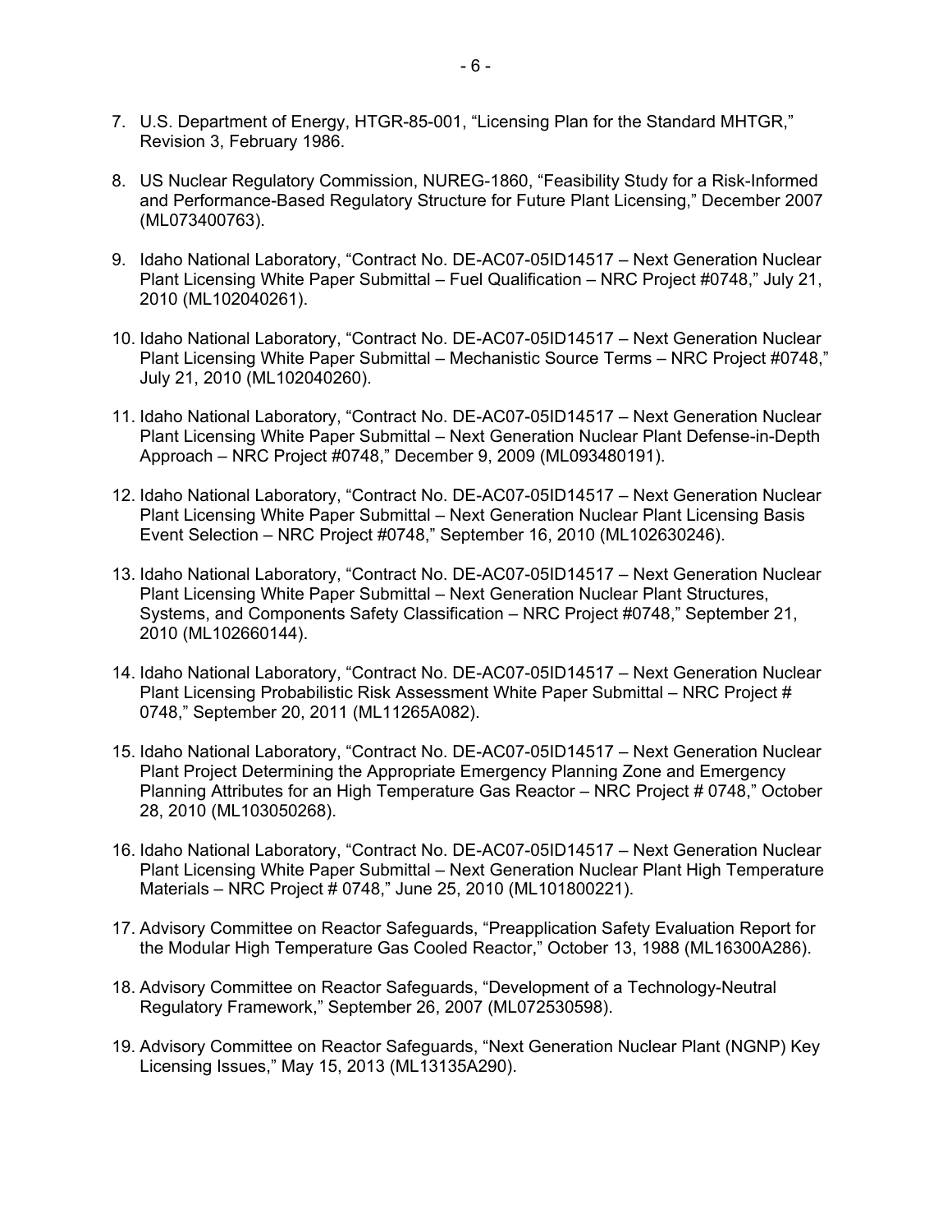7. U.S. Department of Energy, HTGR-85-001, "Licensing Plan for the Standard MHTGR," Revision 3, February 1986.

8. US Nuclear Regulatory Commission, NUREG-1860, "Feasibility Study for a Risk-Informed and Performance-Based Regulatory Structure for Future Plant Licensing," December 2007 (ML073400763).

9. Idaho National Laboratory, "Contract No. DE-AC07-05ID14517 – Next Generation Nuclear Plant Licensing White Paper Submittal – Fuel Qualification – NRC Project #0748," July 21, 2010 (ML102040261).

10. Idaho National Laboratory, "Contract No. DE-AC07-05ID14517 – Next Generation Nuclear Plant Licensing White Paper Submittal – Mechanistic Source Terms – NRC Project #0748," July 21, 2010 (ML102040260).

11. Idaho National Laboratory, "Contract No. DE-AC07-05ID14517 – Next Generation Nuclear Plant Licensing White Paper Submittal – Next Generation Nuclear Plant Defense-in-Depth Approach – NRC Project #0748," December 9, 2009 (ML093480191).

12. Idaho National Laboratory, "Contract No. DE-AC07-05ID14517 – Next Generation Nuclear Plant Licensing White Paper Submittal – Next Generation Nuclear Plant Licensing Basis Event Selection – NRC Project #0748," September 16, 2010 (ML102630246).

13. Idaho National Laboratory, "Contract No. DE-AC07-05ID14517 – Next Generation Nuclear Plant Licensing White Paper Submittal – Next Generation Nuclear Plant Structures, Systems, and Components Safety Classification – NRC Project #0748," September 21, 2010 (ML102660144).

14. Idaho National Laboratory, "Contract No. DE-AC07-05ID14517 – Next Generation Nuclear Plant Licensing Probabilistic Risk Assessment White Paper Submittal – NRC Project # 0748," September 20, 2011 (ML11265A082).

15. Idaho National Laboratory, "Contract No. DE-AC07-05ID14517 – Next Generation Nuclear Plant Project Determining the Appropriate Emergency Planning Zone and Emergency Planning Attributes for an High Temperature Gas Reactor – NRC Project # 0748," October 28, 2010 (ML103050268).

16. Idaho National Laboratory, "Contract No. DE-AC07-05ID14517 – Next Generation Nuclear Plant Licensing White Paper Submittal – Next Generation Nuclear Plant High Temperature Materials – NRC Project # 0748," June 25, 2010 (ML101800221).

17. Advisory Committee on Reactor Safeguards, "Preapplication Safety Evaluation Report for the Modular High Temperature Gas Cooled Reactor," October 13, 1988 (ML16300A286).

18. Advisory Committee on Reactor Safeguards, "Development of a Technology-Neutral Regulatory Framework," September 26, 2007 (ML072530598).

19. Advisory Committee on Reactor Safeguards, "Next Generation Nuclear Plant (NGNP) Key Licensing Issues," May 15, 2013 (ML13135A290).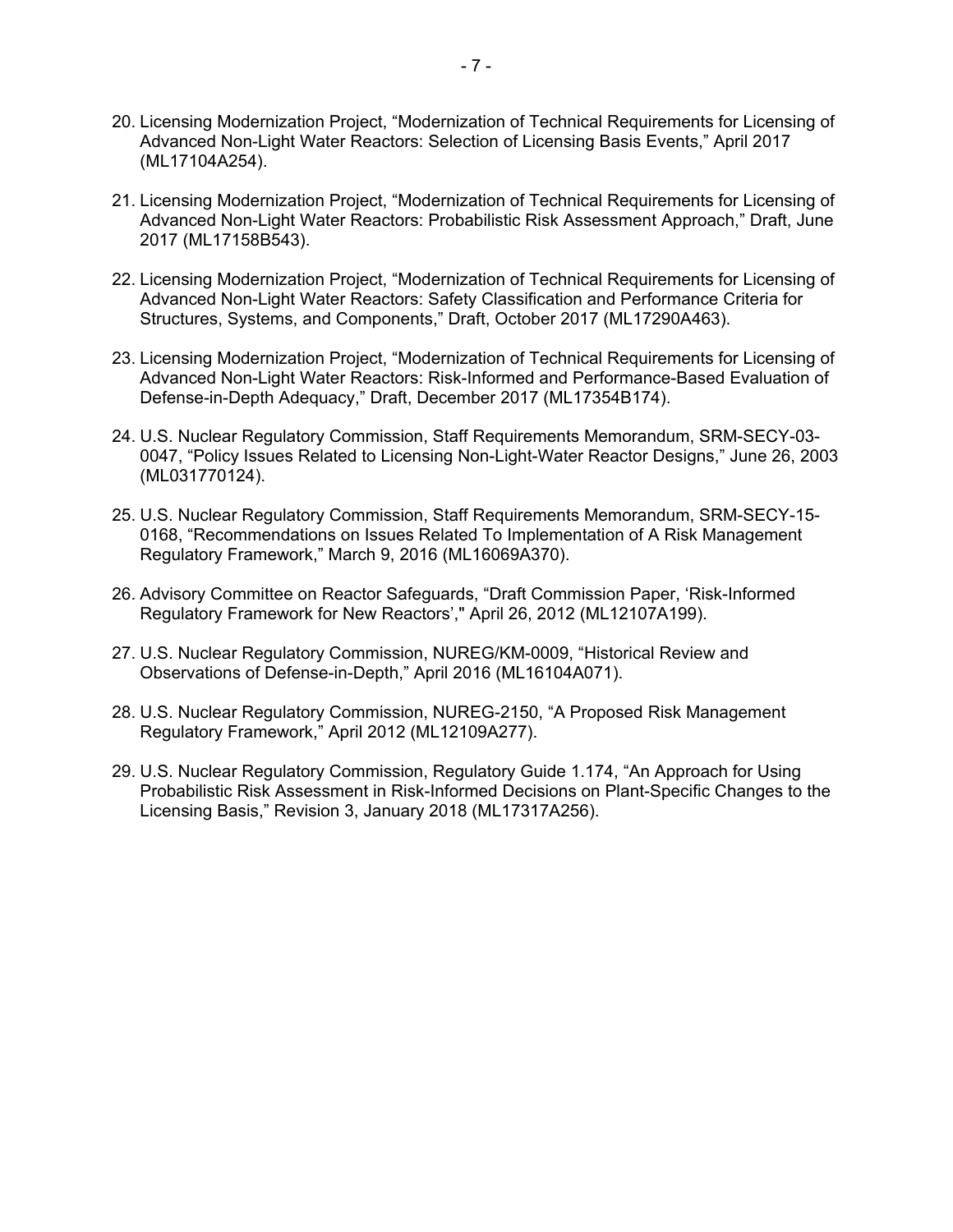20. Licensing Modernization Project, "Modernization of Technical Requirements for Licensing of Advanced Non-Light Water Reactors: Selection of Licensing Basis Events," April 2017 (ML17104A254).

21. Licensing Modernization Project, "Modernization of Technical Requirements for Licensing of Advanced Non-Light Water Reactors: Probabilistic Risk Assessment Approach," Draft, June 2017 (ML17158B543).

22. Licensing Modernization Project, "Modernization of Technical Requirements for Licensing of Advanced Non-Light Water Reactors: Safety Classification and Performance Criteria for Structures, Systems, and Components," Draft, October 2017 (ML17290A463).

23. Licensing Modernization Project, "Modernization of Technical Requirements for Licensing of Advanced Non-Light Water Reactors: Risk-Informed and Performance-Based Evaluation of Defense-in-Depth Adequacy," Draft, December 2017 (ML17354B174).

24. U.S. Nuclear Regulatory Commission, Staff Requirements Memorandum, SRM-SECY-03-0047, "Policy Issues Related to Licensing Non-Light-Water Reactor Designs," June 26, 2003 (ML031770124).

25. U.S. Nuclear Regulatory Commission, Staff Requirements Memorandum, SRM-SECY-15-0168, "Recommendations on Issues Related To Implementation of A Risk Management Regulatory Framework," March 9, 2016 (ML16069A370).

26. Advisory Committee on Reactor Safeguards, "Draft Commission Paper, 'Risk-Informed Regulatory Framework for New Reactors'," April 26, 2012 (ML12107A199).

27. U.S. Nuclear Regulatory Commission, NUREG/KM-0009, "Historical Review and Observations of Defense-in-Depth," April 2016 (ML16104A071).

28. U.S. Nuclear Regulatory Commission, NUREG-2150, "A Proposed Risk Management Regulatory Framework," April 2012 (ML12109A277).

29. U.S. Nuclear Regulatory Commission, Regulatory Guide 1.174, "An Approach for Using Probabilistic Risk Assessment in Risk-Informed Decisions on Plant-Specific Changes to the Licensing Basis," Revision 3, January 2018 (ML17317A256).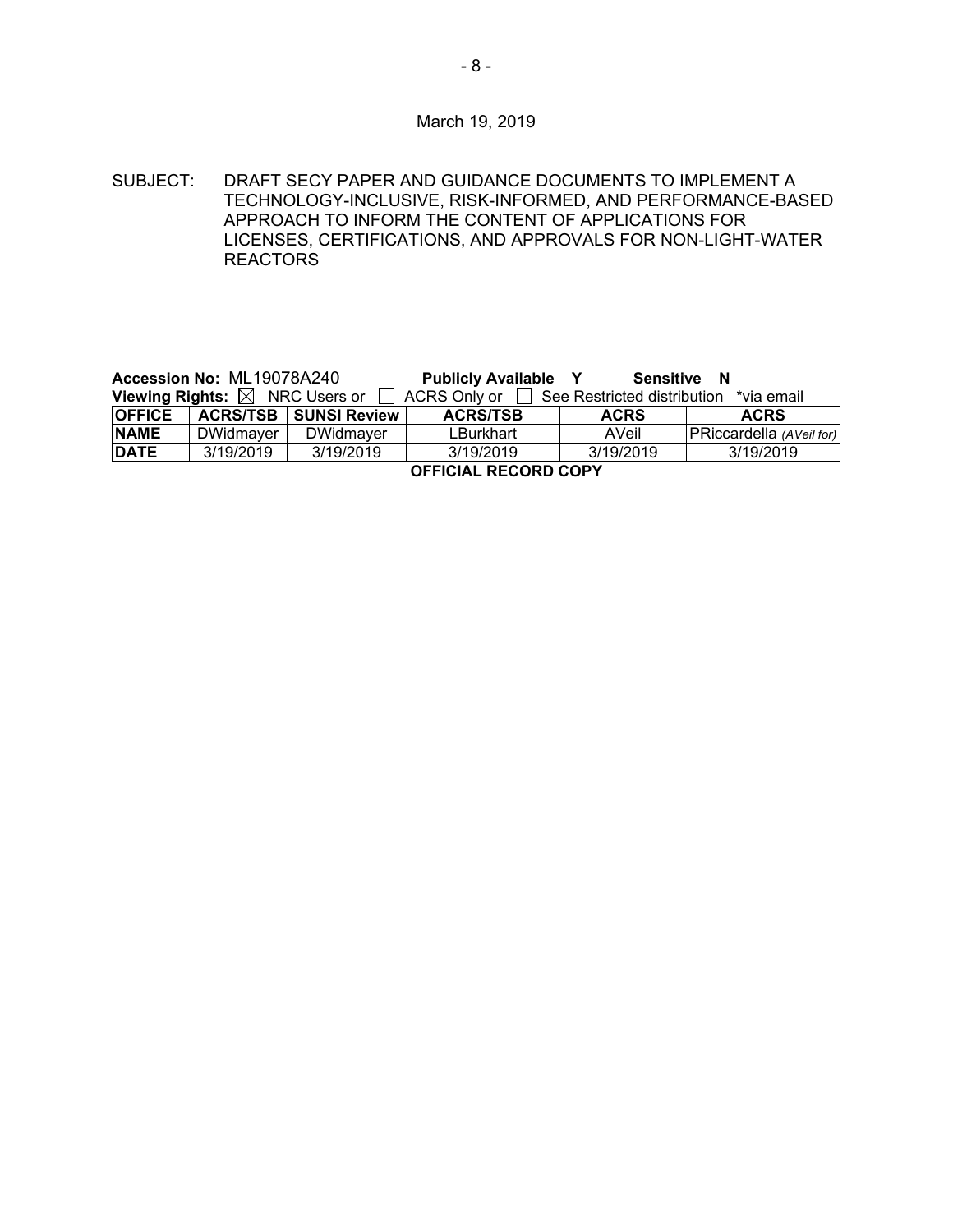March 19, 2019

SUBJECT: DRAFT SECY PAPER AND GUIDANCE DOCUMENTS TO IMPLEMENT A TECHNOLOGY-INCLUSIVE, RISK-INFORMED, AND PERFORMANCE-BASED APPROACH TO INFORM THE CONTENT OF APPLICATIONS FOR LICENSES, CERTIFICATIONS, AND APPROVALS FOR NON-LIGHT-WATER REACTORS

**Accession No:** ML19078A240 **Publicly Available** Y **Sensitive** N

**Viewing Rights:** ☒ NRC Users or ☐ ACRS Only or ☐ See Restricted distribution *via email

| **OFFICE** | **ACRS/TSB** | **SUNSI Review** | **ACRS/TSB** | **ACRS** | **ACRS** |
|---|---|---|---|---|---|
| **NAME** | DWidmayer | DWidmayer | LBurkhart | AVeil | PRiccardella *(AVeil for)* |
| **DATE** | 3/19/2019 | 3/19/2019 | 3/19/2019 | 3/19/2019 | 3/19/2019 |

**OFFICIAL RECORD COPY**